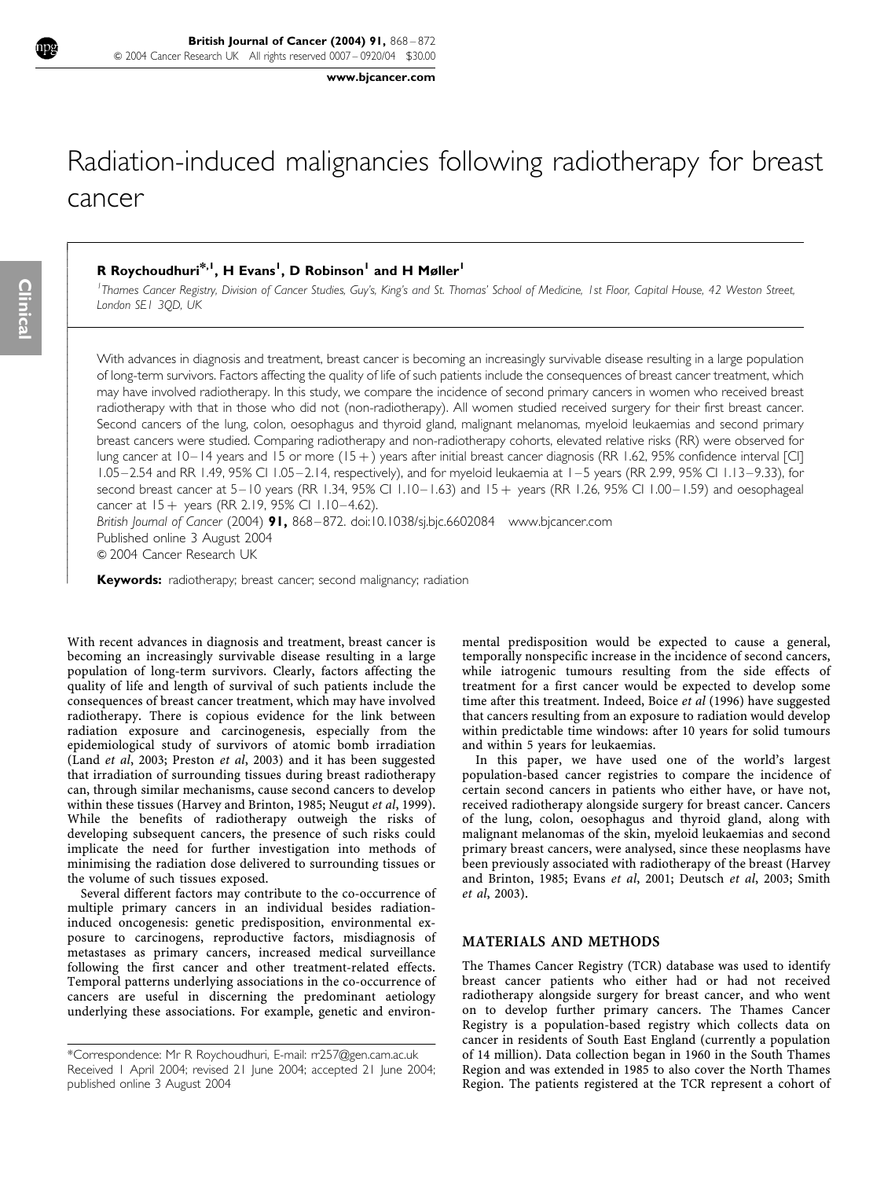# Radiation-induced malignancies following radiotherapy for breast cancer

**R Roychoudhuri*[,1], H Evans[1], D Robinson[1] and H Møller[1]**

[1]*Thames Cancer Registry, Division of Cancer Studies, Guy's, King's and St. Thomas' School of Medicine, 1st Floor, Capital House, 42 Weston Street, London SE1 3QD, UK*

With advances in diagnosis and treatment, breast cancer is becoming an increasingly survivable disease resulting in a large population of long-term survivors. Factors affecting the quality of life of such patients include the consequences of breast cancer treatment, which may have involved radiotherapy. In this study, we compare the incidence of second primary cancers in women who received breast radiotherapy with that in those who did not (non-radiotherapy). All women studied received surgery for their first breast cancer. Second cancers of the lung, colon, oesophagus and thyroid gland, malignant melanomas, myeloid leukaemias and second primary breast cancers were studied. Comparing radiotherapy and non-radiotherapy cohorts, elevated relative risks (RR) were observed for lung cancer at 10–14 years and 15 or more (15+) years after initial breast cancer diagnosis (RR 1.62, 95% confidence interval [CI] 1.05–2.54 and RR 1.49, 95% CI 1.05–2.14, respectively), and for myeloid leukaemia at 1–5 years (RR 2.99, 95% CI 1.13–9.33), for second breast cancer at 5–10 years (RR 1.34, 95% CI 1.10–1.63) and 15+ years (RR 1.26, 95% CI 1.00–1.59) and oesophageal cancer at 15+ years (RR 2.19, 95% CI 1.10–4.62).

*British Journal of Cancer* (2004) **91,** 868–872. doi:10.1038/sj.bjc.6602084 www.bjcancer.com
Published online 3 August 2004
© 2004 Cancer Research UK

**Keywords:** radiotherapy; breast cancer; second malignancy; radiation

With recent advances in diagnosis and treatment, breast cancer is becoming an increasingly survivable disease resulting in a large population of long-term survivors. Clearly, factors affecting the quality of life and length of survival of such patients include the consequences of breast cancer treatment, which may have involved radiotherapy. There is copious evidence for the link between radiation exposure and carcinogenesis, especially from the epidemiological study of survivors of atomic bomb irradiation (Land *et al*, 2003; Preston *et al*, 2003) and it has been suggested that irradiation of surrounding tissues during breast radiotherapy can, through similar mechanisms, cause second cancers to develop within these tissues (Harvey and Brinton, 1985; Neugut *et al*, 1999). While the benefits of radiotherapy outweigh the risks of developing subsequent cancers, the presence of such risks could implicate the need for further investigation into methods of minimising the radiation dose delivered to surrounding tissues or the volume of such tissues exposed.

Several different factors may contribute to the co-occurrence of multiple primary cancers in an individual besides radiation-induced oncogenesis: genetic predisposition, environmental exposure to carcinogens, reproductive factors, misdiagnosis of metastases as primary cancers, increased medical surveillance following the first cancer and other treatment-related effects. Temporal patterns underlying associations in the co-occurrence of cancers are useful in discerning the predominant aetiology underlying these associations. For example, genetic and environmental predisposition would be expected to cause a general, temporally nonspecific increase in the incidence of second cancers, while iatrogenic tumours resulting from the side effects of treatment for a first cancer would be expected to develop some time after this treatment. Indeed, Boice *et al* (1996) have suggested that cancers resulting from an exposure to radiation would develop within predictable time windows: after 10 years for solid tumours and within 5 years for leukaemias.

In this paper, we have used one of the world's largest population-based cancer registries to compare the incidence of certain second cancers in patients who either have, or have not, received radiotherapy alongside surgery for breast cancer. Cancers of the lung, colon, oesophagus and thyroid gland, along with malignant melanomas of the skin, myeloid leukaemias and second primary breast cancers, were analysed, since these neoplasms have been previously associated with radiotherapy of the breast (Harvey and Brinton, 1985; Evans *et al*, 2001; Deutsch *et al*, 2003; Smith *et al*, 2003).

## MATERIALS AND METHODS

The Thames Cancer Registry (TCR) database was used to identify breast cancer patients who either had or had not received radiotherapy alongside surgery for breast cancer, and who went on to develop further primary cancers. The Thames Cancer Registry is a population-based registry which collects data on cancer in residents of South East England (currently a population of 14 million). Data collection began in 1960 in the South Thames Region and was extended in 1985 to also cover the North Thames Region. The patients registered at the TCR represent a cohort of

*Correspondence: Mr R Roychoudhuri, E-mail: rr257@gen.cam.ac.uk
Received 1 April 2004; revised 21 June 2004; accepted 21 June 2004; published online 3 August 2004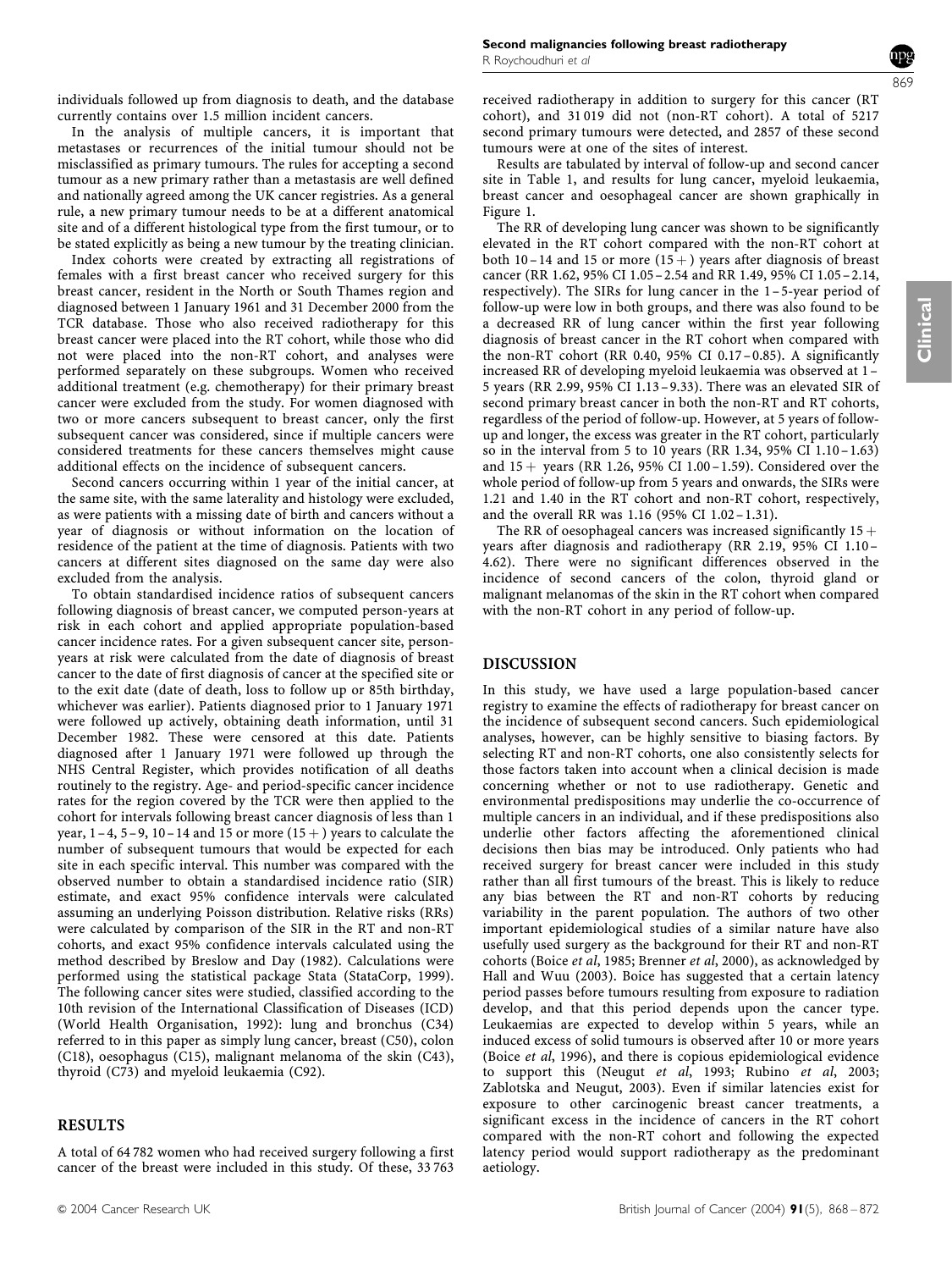individuals followed up from diagnosis to death, and the database currently contains over 1.5 million incident cancers.

In the analysis of multiple cancers, it is important that metastases or recurrences of the initial tumour should not be misclassified as primary tumours. The rules for accepting a second tumour as a new primary rather than a metastasis are well defined and nationally agreed among the UK cancer registries. As a general rule, a new primary tumour needs to be at a different anatomical site and of a different histological type from the first tumour, or to be stated explicitly as being a new tumour by the treating clinician.

Index cohorts were created by extracting all registrations of females with a first breast cancer who received surgery for this breast cancer, resident in the North or South Thames region and diagnosed between 1 January 1961 and 31 December 2000 from the TCR database. Those who also received radiotherapy for this breast cancer were placed into the RT cohort, while those who did not were placed into the non-RT cohort, and analyses were performed separately on these subgroups. Women who received additional treatment (e.g. chemotherapy) for their primary breast cancer were excluded from the study. For women diagnosed with two or more cancers subsequent to breast cancer, only the first subsequent cancer was considered, since if multiple cancers were considered treatments for these cancers themselves might cause additional effects on the incidence of subsequent cancers.

Second cancers occurring within 1 year of the initial cancer, at the same site, with the same laterality and histology were excluded, as were patients with a missing date of birth and cancers without a year of diagnosis or without information on the location of residence of the patient at the time of diagnosis. Patients with two cancers at different sites diagnosed on the same day were also excluded from the analysis.

To obtain standardised incidence ratios of subsequent cancers following diagnosis of breast cancer, we computed person-years at risk in each cohort and applied appropriate population-based cancer incidence rates. For a given subsequent cancer site, person-years at risk were calculated from the date of diagnosis of breast cancer to the date of first diagnosis of cancer at the specified site or to the exit date (date of death, loss to follow up or 85th birthday, whichever was earlier). Patients diagnosed prior to 1 January 1971 were followed up actively, obtaining death information, until 31 December 1982. These were censored at this date. Patients diagnosed after 1 January 1971 were followed up through the NHS Central Register, which provides notification of all deaths routinely to the registry. Age- and period-specific cancer incidence rates for the region covered by the TCR were then applied to the cohort for intervals following breast cancer diagnosis of less than 1 year, 1–4, 5–9, 10–14 and 15 or more (15+) years to calculate the number of subsequent tumours that would be expected for each site in each specific interval. This number was compared with the observed number to obtain a standardised incidence ratio (SIR) estimate, and exact 95% confidence intervals were calculated assuming an underlying Poisson distribution. Relative risks (RRs) were calculated by comparison of the SIR in the RT and non-RT cohorts, and exact 95% confidence intervals calculated using the method described by Breslow and Day (1982). Calculations were performed using the statistical package Stata (StataCorp, 1999). The following cancer sites were studied, classified according to the 10th revision of the International Classification of Diseases (ICD) (World Health Organisation, 1992): lung and bronchus (C34) referred to in this paper as simply lung cancer, breast (C50), colon (C18), oesophagus (C15), malignant melanoma of the skin (C43), thyroid (C73) and myeloid leukaemia (C92).

## RESULTS

A total of 64 782 women who had received surgery following a first cancer of the breast were included in this study. Of these, 33 763 received radiotherapy in addition to surgery for this cancer (RT cohort), and 31 019 did not (non-RT cohort). A total of 5217 second primary tumours were detected, and 2857 of these second tumours were at one of the sites of interest.

Results are tabulated by interval of follow-up and second cancer site in Table 1, and results for lung cancer, myeloid leukaemia, breast cancer and oesophageal cancer are shown graphically in Figure 1.

The RR of developing lung cancer was shown to be significantly elevated in the RT cohort compared with the non-RT cohort at both 10–14 and 15 or more (15+) years after diagnosis of breast cancer (RR 1.62, 95% CI 1.05–2.54 and RR 1.49, 95% CI 1.05–2.14, respectively). The SIRs for lung cancer in the 1–5-year period of follow-up were low in both groups, and there was also found to be a decreased RR of lung cancer within the first year following diagnosis of breast cancer in the RT cohort when compared with the non-RT cohort (RR 0.40, 95% CI 0.17–0.85). A significantly increased RR of developing myeloid leukaemia was observed at 1–5 years (RR 2.99, 95% CI 1.13–9.33). There was an elevated SIR of second primary breast cancer in both the non-RT and RT cohorts, regardless of the period of follow-up. However, at 5 years of follow-up and longer, the excess was greater in the RT cohort, particularly so in the interval from 5 to 10 years (RR 1.34, 95% CI 1.10–1.63) and 15+ years (RR 1.26, 95% CI 1.00–1.59). Considered over the whole period of follow-up from 5 years and onwards, the SIRs were 1.21 and 1.40 in the RT cohort and non-RT cohort, respectively, and the overall RR was 1.16 (95% CI 1.02–1.31).

The RR of oesophageal cancers was increased significantly 15+ years after diagnosis and radiotherapy (RR 2.19, 95% CI 1.10–4.62). There were no significant differences observed in the incidence of second cancers of the colon, thyroid gland or malignant melanomas of the skin in the RT cohort when compared with the non-RT cohort in any period of follow-up.

## DISCUSSION

In this study, we have used a large population-based cancer registry to examine the effects of radiotherapy for breast cancer on the incidence of subsequent second cancers. Such epidemiological analyses, however, can be highly sensitive to biasing factors. By selecting RT and non-RT cohorts, one also consistently selects for those factors taken into account when a clinical decision is made concerning whether or not to use radiotherapy. Genetic and environmental predispositions may underlie the co-occurrence of multiple cancers in an individual, and if these predispositions also underlie other factors affecting the aforementioned clinical decisions then bias may be introduced. Only patients who had received surgery for breast cancer were included in this study rather than all first tumours of the breast. This is likely to reduce any bias between the RT and non-RT cohorts by reducing variability in the parent population. The authors of two other important epidemiological studies of a similar nature have also usefully used surgery as the background for their RT and non-RT cohorts (Boice *et al*, 1985; Brenner *et al*, 2000), as acknowledged by Hall and Wuu (2003). Boice has suggested that a certain latency period passes before tumours resulting from exposure to radiation develop, and that this period depends upon the cancer type. Leukaemias are expected to develop within 5 years, while an induced excess of solid tumours is observed after 10 or more years (Boice *et al*, 1996), and there is copious epidemiological evidence to support this (Neugut *et al*, 1993; Rubino *et al*, 2003; Zablotska and Neugut, 2003). Even if similar latencies exist for exposure to other carcinogenic breast cancer treatments, a significant excess in the incidence of cancers in the RT cohort compared with the non-RT cohort and following the expected latency period would support radiotherapy as the predominant aetiology.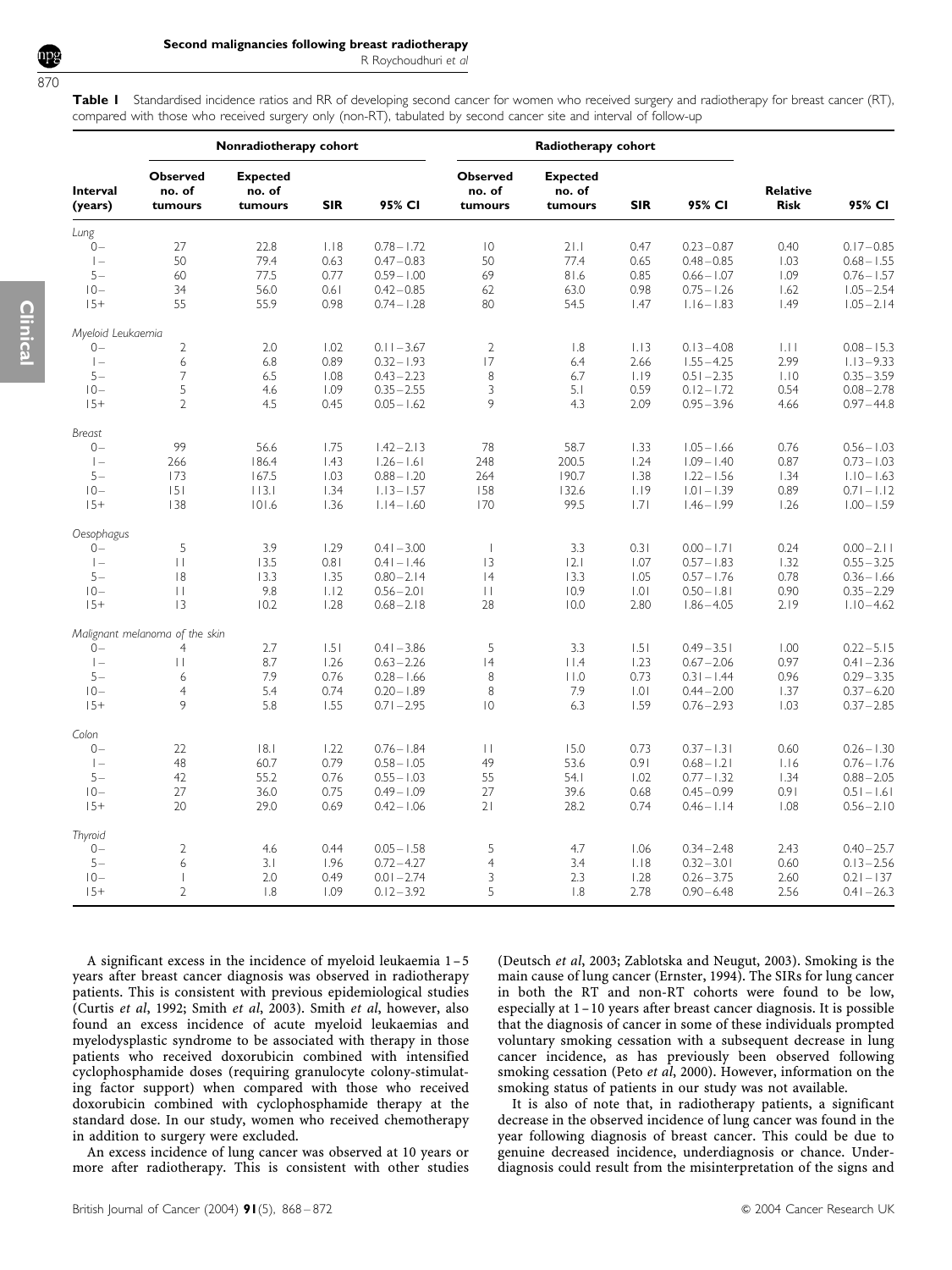**Table 1** Standardised incidence ratios and RR of developing second cancer for women who received surgery and radiotherapy for breast cancer (RT), compared with those who received surgery only (non-RT), tabulated by second cancer site and interval of follow-up

| | Nonradiotherapy cohort | | | | Radiotherapy cohort | | | | | |
|---|---|---|---|---|---|---|---|---|---|---|
| **Interval (years)** | **Observed no. of tumours** | **Expected no. of tumours** | **SIR** | **95% CI** | **Observed no. of tumours** | **Expected no. of tumours** | **SIR** | **95% CI** | **Relative Risk** | **95% CI** |
| *Lung* | | | | | | | | | | |
| 0– | 27 | 22.8 | 1.18 | 0.78–1.72 | 10 | 21.1 | 0.47 | 0.23–0.87 | 0.40 | 0.17–0.85 |
| 1– | 50 | 79.4 | 0.63 | 0.47–0.83 | 50 | 77.4 | 0.65 | 0.48–0.85 | 1.03 | 0.68–1.55 |
| 5– | 60 | 77.5 | 0.77 | 0.59–1.00 | 69 | 81.6 | 0.85 | 0.66–1.07 | 1.09 | 0.76–1.57 |
| 10– | 34 | 56.0 | 0.61 | 0.42–0.85 | 62 | 63.0 | 0.98 | 0.75–1.26 | 1.62 | 1.05–2.54 |
| 15+ | 55 | 55.9 | 0.98 | 0.74–1.28 | 80 | 54.5 | 1.47 | 1.16–1.83 | 1.49 | 1.05–2.14 |
| *Myeloid Leukaemia* | | | | | | | | | | |
| 0– | 2 | 2.0 | 1.02 | 0.11–3.67 | 2 | 1.8 | 1.13 | 0.13–4.08 | 1.11 | 0.08–15.3 |
| 1– | 6 | 6.8 | 0.89 | 0.32–1.93 | 17 | 6.4 | 2.66 | 1.55–4.25 | 2.99 | 1.13–9.33 |
| 5– | 7 | 6.5 | 1.08 | 0.43–2.23 | 8 | 6.7 | 1.19 | 0.51–2.35 | 1.10 | 0.35–3.59 |
| 10– | 5 | 4.6 | 1.09 | 0.35–2.55 | 3 | 5.1 | 0.59 | 0.12–1.72 | 0.54 | 0.08–2.78 |
| 15+ | 2 | 4.5 | 0.45 | 0.05–1.62 | 9 | 4.3 | 2.09 | 0.95–3.96 | 4.66 | 0.97–44.8 |
| *Breast* | | | | | | | | | | |
| 0– | 99 | 56.6 | 1.75 | 1.42–2.13 | 78 | 58.7 | 1.33 | 1.05–1.66 | 0.76 | 0.56–1.03 |
| 1– | 266 | 186.4 | 1.43 | 1.26–1.61 | 248 | 200.5 | 1.24 | 1.09–1.40 | 0.87 | 0.73–1.03 |
| 5– | 173 | 167.5 | 1.03 | 0.88–1.20 | 264 | 190.7 | 1.38 | 1.22–1.56 | 1.34 | 1.10–1.63 |
| 10– | 151 | 113.1 | 1.34 | 1.13–1.57 | 158 | 132.6 | 1.19 | 1.01–1.39 | 0.89 | 0.71–1.12 |
| 15+ | 138 | 101.6 | 1.36 | 1.14–1.60 | 170 | 99.5 | 1.71 | 1.46–1.99 | 1.26 | 1.00–1.59 |
| *Oesophagus* | | | | | | | | | | |
| 0– | 5 | 3.9 | 1.29 | 0.41–3.00 | 1 | 3.3 | 0.31 | 0.00–1.71 | 0.24 | 0.00–2.11 |
| 1– | 11 | 13.5 | 0.81 | 0.41–1.46 | 13 | 12.1 | 1.07 | 0.57–1.83 | 1.32 | 0.55–3.25 |
| 5– | 18 | 13.3 | 1.35 | 0.80–2.14 | 14 | 13.3 | 1.05 | 0.57–1.76 | 0.78 | 0.36–1.66 |
| 10– | 11 | 9.8 | 1.12 | 0.56–2.01 | 11 | 10.9 | 1.01 | 0.50–1.81 | 0.90 | 0.35–2.29 |
| 15+ | 13 | 10.2 | 1.28 | 0.68–2.18 | 28 | 10.0 | 2.80 | 1.86–4.05 | 2.19 | 1.10–4.62 |
| *Malignant melanoma of the skin* | | | | | | | | | | |
| 0– | 4 | 2.7 | 1.51 | 0.41–3.86 | 5 | 3.3 | 1.51 | 0.49–3.51 | 1.00 | 0.22–5.15 |
| 1– | 11 | 8.7 | 1.26 | 0.63–2.26 | 14 | 11.4 | 1.23 | 0.67–2.06 | 0.97 | 0.41–2.36 |
| 5– | 6 | 7.9 | 0.76 | 0.28–1.66 | 8 | 11.0 | 0.73 | 0.31–1.44 | 0.96 | 0.29–3.35 |
| 10– | 4 | 5.4 | 0.74 | 0.20–1.89 | 8 | 7.9 | 1.01 | 0.44–2.00 | 1.37 | 0.37–6.20 |
| 15+ | 9 | 5.8 | 1.55 | 0.71–2.95 | 10 | 6.3 | 1.59 | 0.76–2.93 | 1.03 | 0.37–2.85 |
| *Colon* | | | | | | | | | | |
| 0– | 22 | 18.1 | 1.22 | 0.76–1.84 | 11 | 15.0 | 0.73 | 0.37–1.31 | 0.60 | 0.26–1.30 |
| 1– | 48 | 60.7 | 0.79 | 0.58–1.05 | 49 | 53.6 | 0.91 | 0.68–1.21 | 1.16 | 0.76–1.76 |
| 5– | 42 | 55.2 | 0.76 | 0.55–1.03 | 55 | 54.1 | 1.02 | 0.77–1.32 | 1.34 | 0.88–2.05 |
| 10– | 27 | 36.0 | 0.75 | 0.49–1.09 | 27 | 39.6 | 0.68 | 0.45–0.99 | 0.91 | 0.51–1.61 |
| 15+ | 20 | 29.0 | 0.69 | 0.42–1.06 | 21 | 28.2 | 0.74 | 0.46–1.14 | 1.08 | 0.56–2.10 |
| *Thyroid* | | | | | | | | | | |
| 0– | 2 | 4.6 | 0.44 | 0.05–1.58 | 5 | 4.7 | 1.06 | 0.34–2.48 | 2.43 | 0.40–25.7 |
| 5– | 6 | 3.1 | 1.96 | 0.72–4.27 | 4 | 3.4 | 1.18 | 0.32–3.01 | 0.60 | 0.13–2.56 |
| 10– | 1 | 2.0 | 0.49 | 0.01–2.74 | 3 | 2.3 | 1.28 | 0.26–3.75 | 2.60 | 0.21–137 |
| 15+ | 2 | 1.8 | 1.09 | 0.12–3.92 | 5 | 1.8 | 2.78 | 0.90–6.48 | 2.56 | 0.41–26.3 |

A significant excess in the incidence of myeloid leukaemia 1–5 years after breast cancer diagnosis was observed in radiotherapy patients. This is consistent with previous epidemiological studies (Curtis *et al*, 1992; Smith *et al*, 2003). Smith *et al*, however, also found an excess incidence of acute myeloid leukaemias and myelodysplastic syndrome to be associated with therapy in those patients who received doxorubicin combined with intensified cyclophosphamide doses (requiring granulocyte colony-stimulating factor support) when compared with those who received doxorubicin combined with cyclophosphamide therapy at the standard dose. In our study, women who received chemotherapy in addition to surgery were excluded.

An excess incidence of lung cancer was observed at 10 years or more after radiotherapy. This is consistent with other studies (Deutsch *et al*, 2003; Zablotska and Neugut, 2003). Smoking is the main cause of lung cancer (Ernster, 1994). The SIRs for lung cancer in both the RT and non-RT cohorts were found to be low, especially at 1–10 years after breast cancer diagnosis. It is possible that the diagnosis of cancer in some of these individuals prompted voluntary smoking cessation with a subsequent decrease in lung cancer incidence, as has previously been observed following smoking cessation (Peto *et al*, 2000). However, information on the smoking status of patients in our study was not available.

It is also of note that, in radiotherapy patients, a significant decrease in the observed incidence of lung cancer was found in the year following diagnosis of breast cancer. This could be due to genuine decreased incidence, underdiagnosis or chance. Underdiagnosis could result from the misinterpretation of the signs and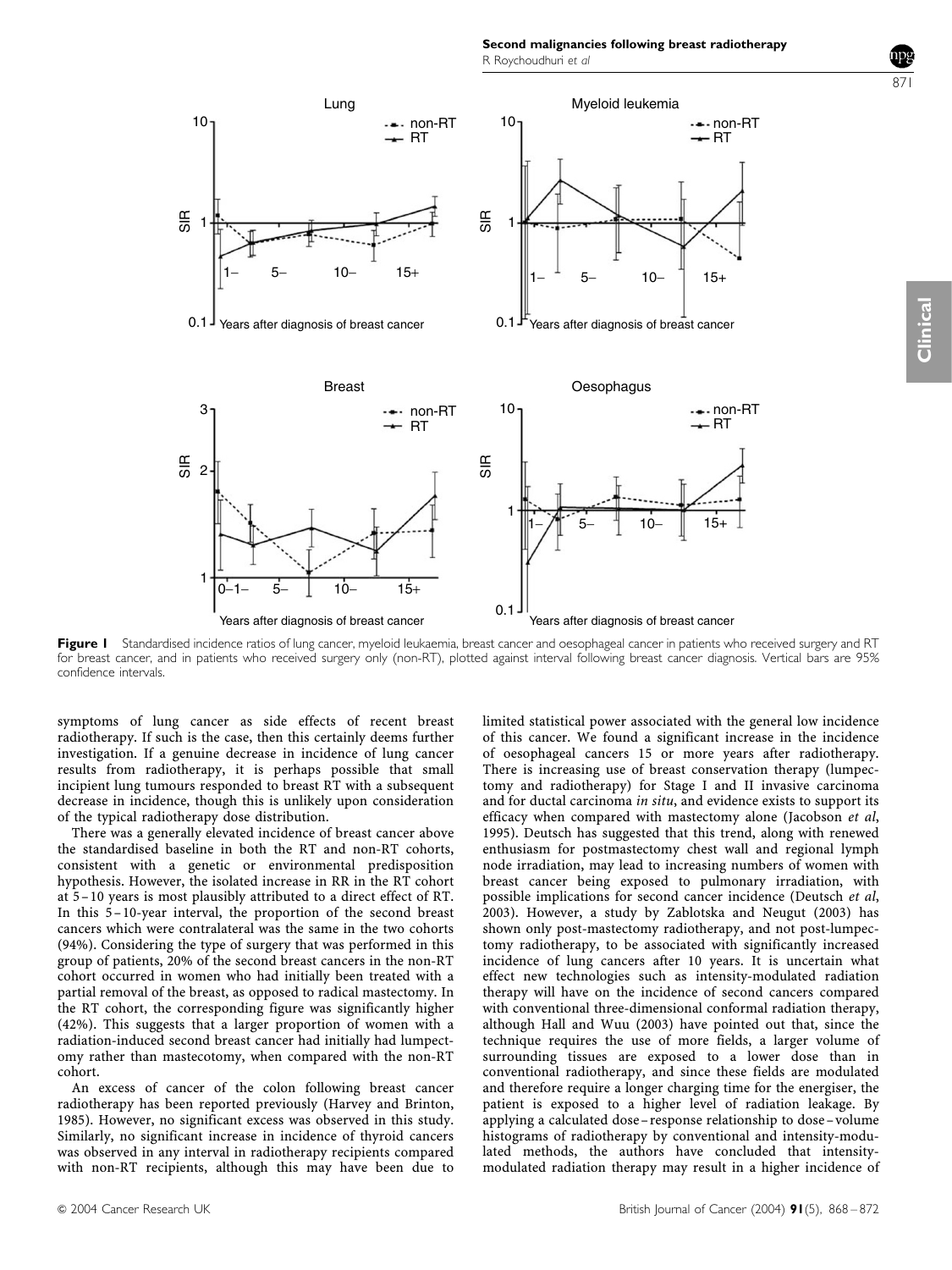**Figure 1** Standardised incidence ratios of lung cancer, myeloid leukaemia, breast cancer and oesophageal cancer in patients who received surgery and RT for breast cancer, and in patients who received surgery only (non-RT), plotted against interval following breast cancer diagnosis. Vertical bars are 95% confidence intervals.

symptoms of lung cancer as side effects of recent breast radiotherapy. If such is the case, then this certainly deems further investigation. If a genuine decrease in incidence of lung cancer results from radiotherapy, it is perhaps possible that small incipient lung tumours responded to breast RT with a subsequent decrease in incidence, though this is unlikely upon consideration of the typical radiotherapy dose distribution.

There was a generally elevated incidence of breast cancer above the standardised baseline in both the RT and non-RT cohorts, consistent with a genetic or environmental predisposition hypothesis. However, the isolated increase in RR in the RT cohort at 5–10 years is most plausibly attributed to a direct effect of RT. In this 5–10-year interval, the proportion of the second breast cancers which were contralateral was the same in the two cohorts (94%). Considering the type of surgery that was performed in this group of patients, 20% of the second breast cancers in the non-RT cohort occurred in women who had initially been treated with a partial removal of the breast, as opposed to radical mastectomy. In the RT cohort, the corresponding figure was significantly higher (42%). This suggests that a larger proportion of women with a radiation-induced second breast cancer had initially had lumpectomy rather than mastecotomy, when compared with the non-RT cohort.

An excess of cancer of the colon following breast cancer radiotherapy has been reported previously (Harvey and Brinton, 1985). However, no significant excess was observed in this study. Similarly, no significant increase in incidence of thyroid cancers was observed in any interval in radiotherapy recipients compared with non-RT recipients, although this may have been due to limited statistical power associated with the general low incidence of this cancer. We found a significant increase in the incidence of oesophageal cancers 15 or more years after radiotherapy. There is increasing use of breast conservation therapy (lumpectomy and radiotherapy) for Stage I and II invasive carcinoma and for ductal carcinoma *in situ*, and evidence exists to support its efficacy when compared with mastectomy alone (Jacobson *et al*, 1995). Deutsch has suggested that this trend, along with renewed enthusiasm for postmastectomy chest wall and regional lymph node irradiation, may lead to increasing numbers of women with breast cancer being exposed to pulmonary irradiation, with possible implications for second cancer incidence (Deutsch *et al*, 2003). However, a study by Zablotska and Neugut (2003) has shown only post-mastectomy radiotherapy, and not post-lumpectomy radiotherapy, to be associated with significantly increased incidence of lung cancers after 10 years. It is uncertain what effect new technologies such as intensity-modulated radiation therapy will have on the incidence of second cancers compared with conventional three-dimensional conformal radiation therapy, although Hall and Wuu (2003) have pointed out that, since the technique requires the use of more fields, a larger volume of surrounding tissues are exposed to a lower dose than in conventional radiotherapy, and since these fields are modulated and therefore require a longer charging time for the energiser, the patient is exposed to a higher level of radiation leakage. By applying a calculated dose–response relationship to dose–volume histograms of radiotherapy by conventional and intensity-modulated methods, the authors have concluded that intensity-modulated radiation therapy may result in a higher incidence of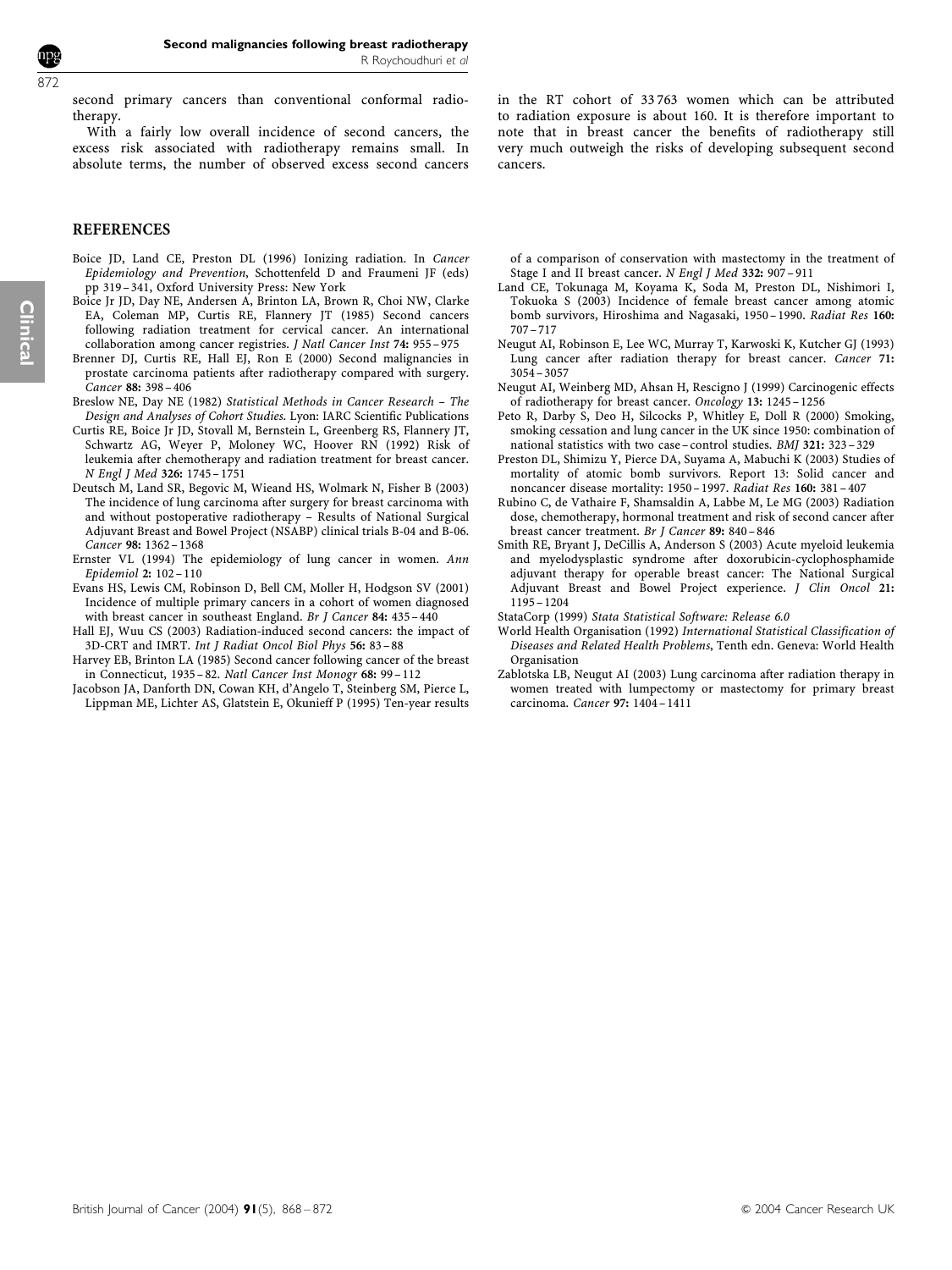second primary cancers than conventional conformal radiotherapy.

With a fairly low overall incidence of second cancers, the excess risk associated with radiotherapy remains small. In absolute terms, the number of observed excess second cancers in the RT cohort of 33 763 women which can be attributed to radiation exposure is about 160. It is therefore important to note that in breast cancer the benefits of radiotherapy still very much outweigh the risks of developing subsequent second cancers.

## REFERENCES

Boice JD, Land CE, Preston DL (1996) Ionizing radiation. In *Cancer Epidemiology and Prevention*, Schottenfeld D and Fraumeni JF (eds) pp 319–341, Oxford University Press: New York

Boice Jr JD, Day NE, Andersen A, Brinton LA, Brown R, Choi NW, Clarke EA, Coleman MP, Curtis RE, Flannery JT (1985) Second cancers following radiation treatment for cervical cancer. An international collaboration among cancer registries. *J Natl Cancer Inst* **74:** 955–975

Brenner DJ, Curtis RE, Hall EJ, Ron E (2000) Second malignancies in prostate carcinoma patients after radiotherapy compared with surgery. *Cancer* **88:** 398–406

Breslow NE, Day NE (1982) *Statistical Methods in Cancer Research – The Design and Analyses of Cohort Studies*. Lyon: IARC Scientific Publications

Curtis RE, Boice Jr JD, Stovall M, Bernstein L, Greenberg RS, Flannery JT, Schwartz AG, Weyer P, Moloney WC, Hoover RN (1992) Risk of leukemia after chemotherapy and radiation treatment for breast cancer. *N Engl J Med* **326:** 1745–1751

Deutsch M, Land SR, Begovic M, Wieand HS, Wolmark N, Fisher B (2003) The incidence of lung carcinoma after surgery for breast carcinoma with and without postoperative radiotherapy – Results of National Surgical Adjuvant Breast and Bowel Project (NSABP) clinical trials B-04 and B-06. *Cancer* **98:** 1362–1368

Ernster VL (1994) The epidemiology of lung cancer in women. *Ann Epidemiol* **2:** 102–110

Evans HS, Lewis CM, Robinson D, Bell CM, Moller H, Hodgson SV (2001) Incidence of multiple primary cancers in a cohort of women diagnosed with breast cancer in southeast England. *Br J Cancer* **84:** 435–440

Hall EJ, Wuu CS (2003) Radiation-induced second cancers: the impact of 3D-CRT and IMRT. *Int J Radiat Oncol Biol Phys* **56:** 83–88

Harvey EB, Brinton LA (1985) Second cancer following cancer of the breast in Connecticut, 1935–82. *Natl Cancer Inst Monogr* **68:** 99–112

Jacobson JA, Danforth DN, Cowan KH, d'Angelo T, Steinberg SM, Pierce L, Lippman ME, Lichter AS, Glatstein E, Okunieff P (1995) Ten-year results of a comparison of conservation with mastectomy in the treatment of Stage I and II breast cancer. *N Engl J Med* **332:** 907–911

Land CE, Tokunaga M, Koyama K, Soda M, Preston DL, Nishimori I, Tokuoka S (2003) Incidence of female breast cancer among atomic bomb survivors, Hiroshima and Nagasaki, 1950–1990. *Radiat Res* **160:** 707–717

Neugut AI, Robinson E, Lee WC, Murray T, Karwoski K, Kutcher GJ (1993) Lung cancer after radiation therapy for breast cancer. *Cancer* **71:** 3054–3057

Neugut AI, Weinberg MD, Ahsan H, Rescigno J (1999) Carcinogenic effects of radiotherapy for breast cancer. *Oncology* **13:** 1245–1256

Peto R, Darby S, Deo H, Silcocks P, Whitley E, Doll R (2000) Smoking, smoking cessation and lung cancer in the UK since 1950: combination of national statistics with two case–control studies. *BMJ* **321:** 323–329

Preston DL, Shimizu Y, Pierce DA, Suyama A, Mabuchi K (2003) Studies of mortality of atomic bomb survivors. Report 13: Solid cancer and noncancer disease mortality: 1950–1997. *Radiat Res* **160:** 381–407

Rubino C, de Vathaire F, Shamsaldin A, Labbe M, Le MG (2003) Radiation dose, chemotherapy, hormonal treatment and risk of second cancer after breast cancer treatment. *Br J Cancer* **89:** 840–846

Smith RE, Bryant J, DeCillis A, Anderson S (2003) Acute myeloid leukemia and myelodysplastic syndrome after doxorubicin-cyclophosphamide adjuvant therapy for operable breast cancer: The National Surgical Adjuvant Breast and Bowel Project experience. *J Clin Oncol* **21:** 1195–1204

StataCorp (1999) *Stata Statistical Software: Release 6.0*

World Health Organisation (1992) *International Statistical Classification of Diseases and Related Health Problems*, Tenth edn. Geneva: World Health Organisation

Zablotska LB, Neugut AI (2003) Lung carcinoma after radiation therapy in women treated with lumpectomy or mastectomy for primary breast carcinoma. *Cancer* **97:** 1404–1411